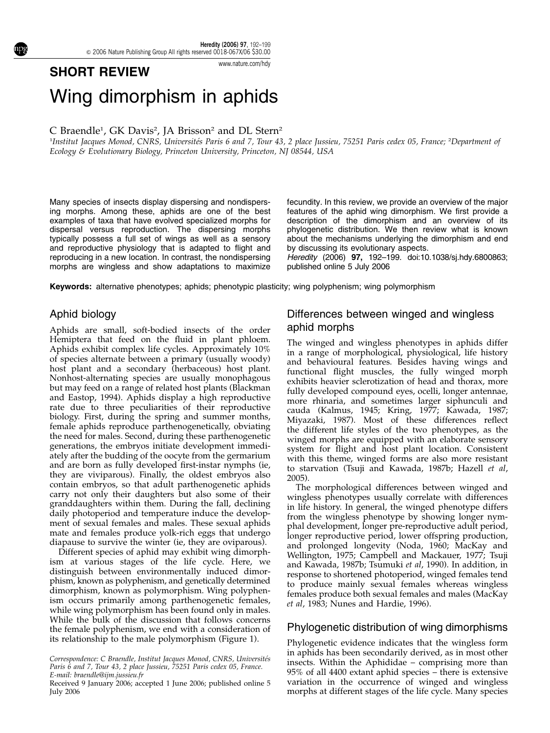## SHORT REVIEW

# Wing dimorphism in aphids

C Braendle[1], GK Davis[2], JA Brisson[2] and DL Stern[2]

[1]Institut Jacques Monod, CNRS, Universités Paris 6 and 7, Tour 43, 2 place Jussieu, 75251 Paris cedex 05, France; [2]Department of Ecology & Evolutionary Biology, Princeton University, Princeton, NJ 08544, USA

Many species of insects display dispersing and nondispersing morphs. Among these, aphids are one of the best examples of taxa that have evolved specialized morphs for dispersal versus reproduction. The dispersing morphs typically possess a full set of wings as well as a sensory and reproductive physiology that is adapted to flight and reproducing in a new location. In contrast, the nondispersing morphs are wingless and show adaptations to maximize fecundity. In this review, we provide an overview of the major features of the aphid wing dimorphism. We first provide a description of the dimorphism and an overview of its phylogenetic distribution. We then review what is known about the mechanisms underlying the dimorphism and end by discussing its evolutionary aspects.

*Heredity* (2006) **97,** 192–199. doi:10.1038/sj.hdy.6800863; published online 5 July 2006

**Keywords:** alternative phenotypes; aphids; phenotypic plasticity; wing polyphenism; wing polymorphism

## Aphid biology

Aphids are small, soft-bodied insects of the order Hemiptera that feed on the fluid in plant phloem. Aphids exhibit complex life cycles. Approximately 10% of species alternate between a primary (usually woody) host plant and a secondary (herbaceous) host plant. Nonhost-alternating species are usually monophagous but may feed on a range of related host plants (Blackman and Eastop, 1994). Aphids display a high reproductive rate due to three peculiarities of their reproductive biology. First, during the spring and summer months, female aphids reproduce parthenogenetically, obviating the need for males. Second, during these parthenogenetic generations, the embryos initiate development immediately after the budding of the oocyte from the germarium and are born as fully developed first-instar nymphs (ie, they are viviparous). Finally, the oldest embryos also contain embryos, so that adult parthenogenetic aphids carry not only their daughters but also some of their granddaughters within them. During the fall, declining daily photoperiod and temperature induce the development of sexual females and males. These sexual aphids mate and females produce yolk-rich eggs that undergo diapause to survive the winter (ie, they are oviparous).

Different species of aphid may exhibit wing dimorphism at various stages of the life cycle. Here, we distinguish between environmentally induced dimorphism, known as polyphenism, and genetically determined dimorphism, known as polymorphism. Wing polyphenism occurs primarily among parthenogenetic females, while wing polymorphism has been found only in males. While the bulk of the discussion that follows concerns the female polyphenism, we end with a consideration of its relationship to the male polymorphism (Figure 1).

Correspondence: C Braendle, Institut Jacques Monod, CNRS, Universités Paris 6 and 7, Tour 43, 2 place Jussieu, 75251 Paris cedex 05, France. E-mail: braendle@ijm.jussieu.fr

Received 9 January 2006; accepted 1 June 2006; published online 5 July 2006

## Differences between winged and wingless aphid morphs

The winged and wingless phenotypes in aphids differ in a range of morphological, physiological, life history and behavioural features. Besides having wings and functional flight muscles, the fully winged morph exhibits heavier sclerotization of head and thorax, more fully developed compound eyes, ocelli, longer antennae, more rhinaria, and sometimes larger siphunculi and cauda (Kalmus, 1945; Kring, 1977; Kawada, 1987; Miyazaki, 1987). Most of these differences reflect the different life styles of the two phenotypes, as the winged morphs are equipped with an elaborate sensory system for flight and host plant location. Consistent with this theme, winged forms are also more resistant to starvation (Tsuji and Kawada, 1987b; Hazell *et al*, 2005).

The morphological differences between winged and wingless phenotypes usually correlate with differences in life history. In general, the winged phenotype differs from the wingless phenotype by showing longer nymphal development, longer pre-reproductive adult period, longer reproductive period, lower offspring production, and prolonged longevity (Noda, 1960; MacKay and Wellington, 1975; Campbell and Mackauer, 1977; Tsuji and Kawada, 1987b; Tsumuki *et al*, 1990). In addition, in response to shortened photoperiod, winged females tend to produce mainly sexual females whereas wingless females produce both sexual females and males (MacKay *et al*, 1983; Nunes and Hardie, 1996).

## Phylogenetic distribution of wing dimorphisms

Phylogenetic evidence indicates that the wingless form in aphids has been secondarily derived, as in most other insects. Within the Aphididae – comprising more than 95% of all 4400 extant aphid species – there is extensive variation in the occurrence of winged and wingless morphs at different stages of the life cycle. Many species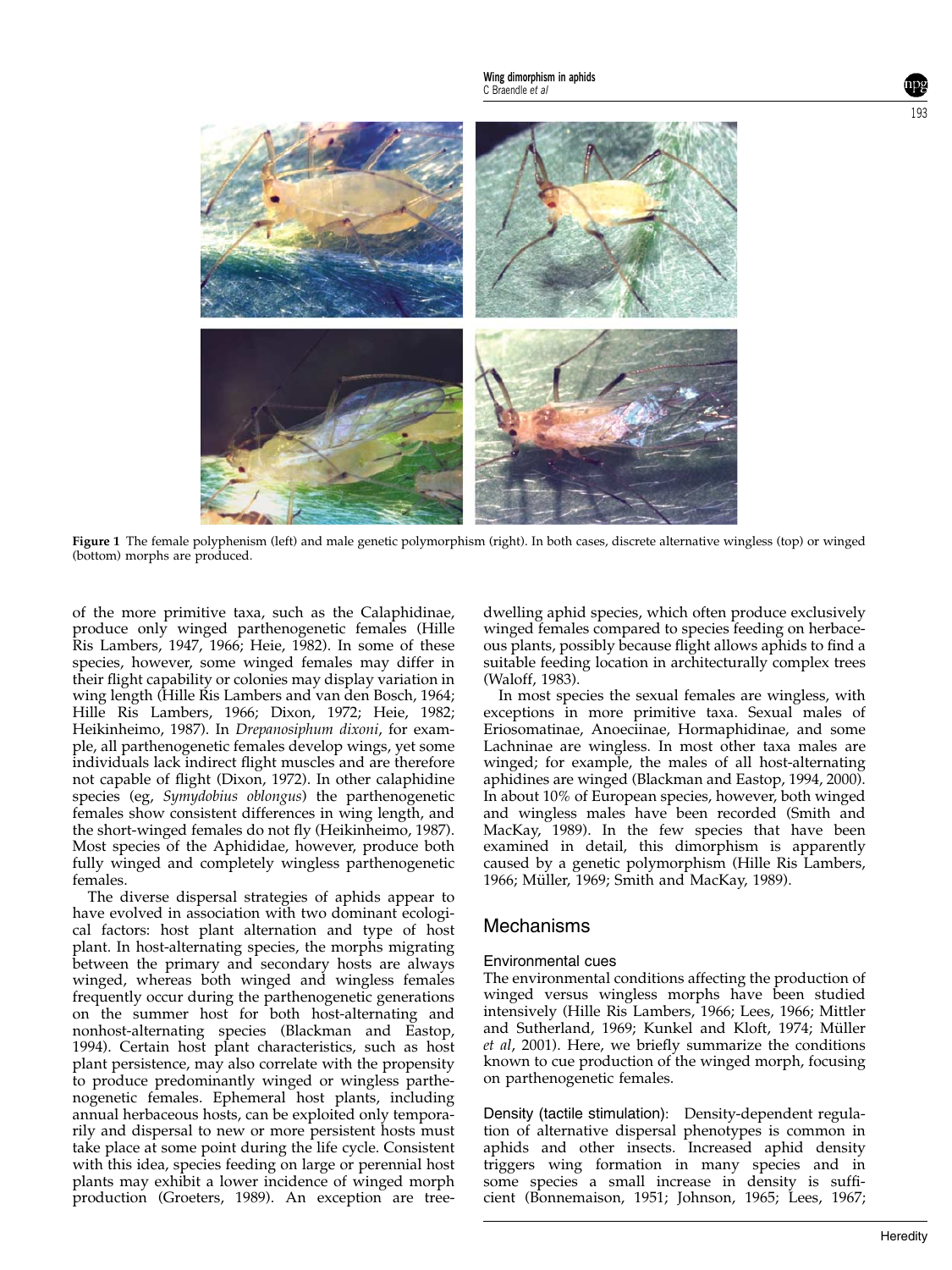Figure 1 The female polyphenism (left) and male genetic polymorphism (right). In both cases, discrete alternative wingless (top) or winged (bottom) morphs are produced.

of the more primitive taxa, such as the Calaphidinae, produce only winged parthenogenetic females (Hille Ris Lambers, 1947, 1966; Heie, 1982). In some of these species, however, some winged females may differ in their flight capability or colonies may display variation in wing length (Hille Ris Lambers and van den Bosch, 1964; Hille Ris Lambers, 1966; Dixon, 1972; Heie, 1982; Heikinheimo, 1987). In *Drepanosiphum dixoni*, for example, all parthenogenetic females develop wings, yet some individuals lack indirect flight muscles and are therefore not capable of flight (Dixon, 1972). In other calaphidine species (eg, *Symydobius oblongus*) the parthenogenetic females show consistent differences in wing length, and the short-winged females do not fly (Heikinheimo, 1987). Most species of the Aphididae, however, produce both fully winged and completely wingless parthenogenetic females.

The diverse dispersal strategies of aphids appear to have evolved in association with two dominant ecological factors: host plant alternation and type of host plant. In host-alternating species, the morphs migrating between the primary and secondary hosts are always winged, whereas both winged and wingless females frequently occur during the parthenogenetic generations on the summer host for both host-alternating and nonhost-alternating species (Blackman and Eastop, 1994). Certain host plant characteristics, such as host plant persistence, may also correlate with the propensity to produce predominantly winged or wingless parthenogenetic females. Ephemeral host plants, including annual herbaceous hosts, can be exploited only temporarily and dispersal to new or more persistent hosts must take place at some point during the life cycle. Consistent with this idea, species feeding on large or perennial host plants may exhibit a lower incidence of winged morph production (Groeters, 1989). An exception are tree-dwelling aphid species, which often produce exclusively winged females compared to species feeding on herbaceous plants, possibly because flight allows aphids to find a suitable feeding location in architecturally complex trees (Waloff, 1983).

In most species the sexual females are wingless, with exceptions in more primitive taxa. Sexual males of Eriosomatinae, Anoeciinae, Hormaphidinae, and some Lachninae are wingless. In most other taxa males are winged; for example, the males of all host-alternating aphidines are winged (Blackman and Eastop, 1994, 2000). In about 10% of European species, however, both winged and wingless males have been recorded (Smith and MacKay, 1989). In the few species that have been examined in detail, this dimorphism is apparently caused by a genetic polymorphism (Hille Ris Lambers, 1966; Müller, 1969; Smith and MacKay, 1989).

## Mechanisms

### Environmental cues

The environmental conditions affecting the production of winged versus wingless morphs have been studied intensively (Hille Ris Lambers, 1966; Lees, 1966; Mittler and Sutherland, 1969; Kunkel and Kloft, 1974; Müller *et al*, 2001). Here, we briefly summarize the conditions known to cue production of the winged morph, focusing on parthenogenetic females.

**Density (tactile stimulation):** Density-dependent regulation of alternative dispersal phenotypes is common in aphids and other insects. Increased aphid density triggers wing formation in many species and in some species a small increase in density is sufficient (Bonnemaison, 1951; Johnson, 1965; Lees, 1967;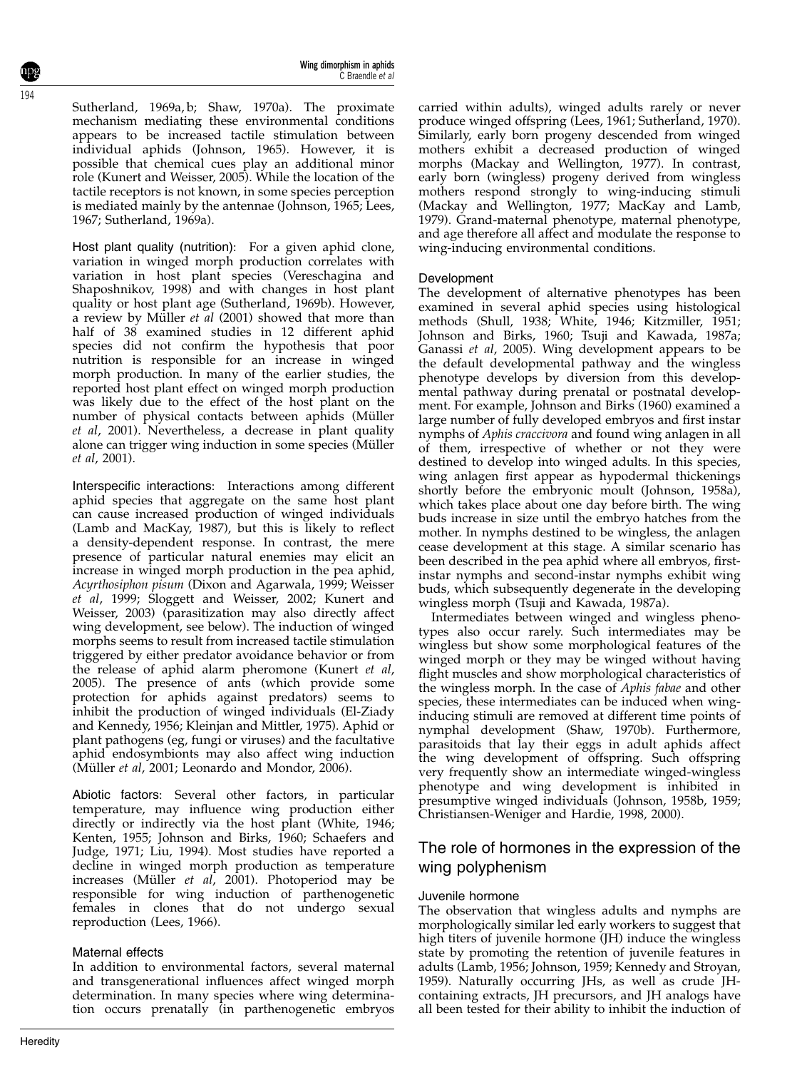Sutherland, 1969a, b; Shaw, 1970a). The proximate mechanism mediating these environmental conditions appears to be increased tactile stimulation between individual aphids (Johnson, 1965). However, it is possible that chemical cues play an additional minor role (Kunert and Weisser, 2005). While the location of the tactile receptors is not known, in some species perception is mediated mainly by the antennae (Johnson, 1965; Lees, 1967; Sutherland, 1969a).

Host plant quality (nutrition): For a given aphid clone, variation in winged morph production correlates with variation in host plant species (Vereschagina and Shaposhnikov, 1998) and with changes in host plant quality or host plant age (Sutherland, 1969b). However, a review by Müller *et al* (2001) showed that more than half of 38 examined studies in 12 different aphid species did not confirm the hypothesis that poor nutrition is responsible for an increase in winged morph production. In many of the earlier studies, the reported host plant effect on winged morph production was likely due to the effect of the host plant on the number of physical contacts between aphids (Müller *et al*, 2001). Nevertheless, a decrease in plant quality alone can trigger wing induction in some species (Müller *et al*, 2001).

Interspecific interactions: Interactions among different aphid species that aggregate on the same host plant can cause increased production of winged individuals (Lamb and MacKay, 1987), but this is likely to reflect a density-dependent response. In contrast, the mere presence of particular natural enemies may elicit an increase in winged morph production in the pea aphid, *Acyrthosiphon pisum* (Dixon and Agarwala, 1999; Weisser *et al*, 1999; Sloggett and Weisser, 2002; Kunert and Weisser, 2003) (parasitization may also directly affect wing development, see below). The induction of winged morphs seems to result from increased tactile stimulation triggered by either predator avoidance behavior or from the release of aphid alarm pheromone (Kunert *et al*, 2005). The presence of ants (which provide some protection for aphids against predators) seems to inhibit the production of winged individuals (El-Ziady and Kennedy, 1956; Kleinjan and Mittler, 1975). Aphid or plant pathogens (eg, fungi or viruses) and the facultative aphid endosymbionts may also affect wing induction (Müller *et al*, 2001; Leonardo and Mondor, 2006).

Abiotic factors: Several other factors, in particular temperature, may influence wing production either directly or indirectly via the host plant (White, 1946; Kenten, 1955; Johnson and Birks, 1960; Schaefers and Judge, 1971; Liu, 1994). Most studies have reported a decline in winged morph production as temperature increases (Müller *et al*, 2001). Photoperiod may be responsible for wing induction of parthenogenetic females in clones that do not undergo sexual reproduction (Lees, 1966).

### Maternal effects

In addition to environmental factors, several maternal and transgenerational influences affect winged morph determination. In many species where wing determination occurs prenatally (in parthenogenetic embryos carried within adults), winged adults rarely or never produce winged offspring (Lees, 1961; Sutherland, 1970). Similarly, early born progeny descended from winged mothers exhibit a decreased production of winged morphs (Mackay and Wellington, 1977). In contrast, early born (wingless) progeny derived from wingless mothers respond strongly to wing-inducing stimuli (Mackay and Wellington, 1977; MacKay and Lamb, 1979). Grand-maternal phenotype, maternal phenotype, and age therefore all affect and modulate the response to wing-inducing environmental conditions.

### Development

The development of alternative phenotypes has been examined in several aphid species using histological methods (Shull, 1938; White, 1946; Kitzmiller, 1951; Johnson and Birks, 1960; Tsuji and Kawada, 1987a; Ganassi *et al*, 2005). Wing development appears to be the default developmental pathway and the wingless phenotype develops by diversion from this developmental pathway during prenatal or postnatal development. For example, Johnson and Birks (1960) examined a large number of fully developed embryos and first instar nymphs of *Aphis craccivora* and found wing anlagen in all of them, irrespective of whether or not they were destined to develop into winged adults. In this species, wing anlagen first appear as hypodermal thickenings shortly before the embryonic moult (Johnson, 1958a), which takes place about one day before birth. The wing buds increase in size until the embryo hatches from the mother. In nymphs destined to be wingless, the anlagen cease development at this stage. A similar scenario has been described in the pea aphid where all embryos, first-instar nymphs and second-instar nymphs exhibit wing buds, which subsequently degenerate in the developing wingless morph (Tsuji and Kawada, 1987a).

Intermediates between winged and wingless phenotypes also occur rarely. Such intermediates may be wingless but show some morphological features of the winged morph or they may be winged without having flight muscles and show morphological characteristics of the wingless morph. In the case of *Aphis fabae* and other species, these intermediates can be induced when wing-inducing stimuli are removed at different time points of nymphal development (Shaw, 1970b). Furthermore, parasitoids that lay their eggs in adult aphids affect the wing development of offspring. Such offspring very frequently show an intermediate winged-wingless phenotype and wing development is inhibited in presumptive winged individuals (Johnson, 1958b, 1959; Christiansen-Weniger and Hardie, 1998, 2000).

## The role of hormones in the expression of the wing polyphenism

### Juvenile hormone

The observation that wingless adults and nymphs are morphologically similar led early workers to suggest that high titers of juvenile hormone (JH) induce the wingless state by promoting the retention of juvenile features in adults (Lamb, 1956; Johnson, 1959; Kennedy and Stroyan, 1959). Naturally occurring JHs, as well as crude JH-containing extracts, JH precursors, and JH analogs have all been tested for their ability to inhibit the induction of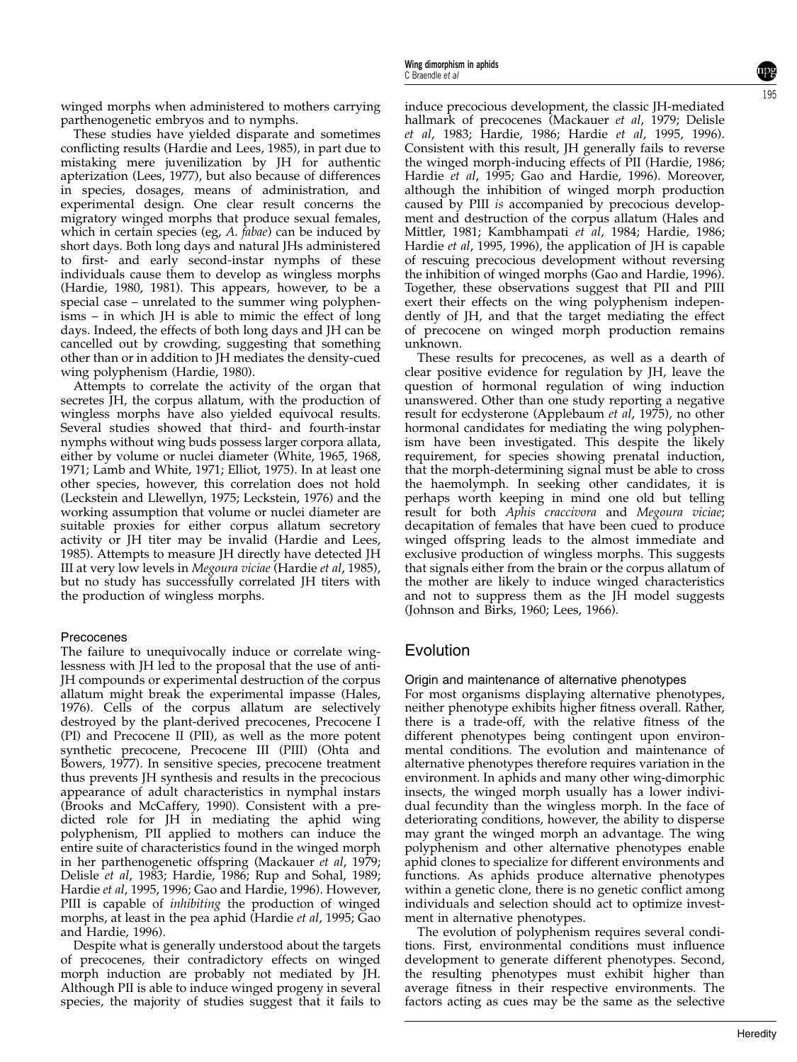winged morphs when administered to mothers carrying parthenogenetic embryos and to nymphs.

These studies have yielded disparate and sometimes conflicting results (Hardie and Lees, 1985), in part due to mistaking mere juvenilization by JH for authentic apterization (Lees, 1977), but also because of differences in species, dosages, means of administration, and experimental design. One clear result concerns the migratory winged morphs that produce sexual females, which in certain species (eg, *A. fabae*) can be induced by short days. Both long days and natural JHs administered to first- and early second-instar nymphs of these individuals cause them to develop as wingless morphs (Hardie, 1980, 1981). This appears, however, to be a special case – unrelated to the summer wing polyphenisms – in which JH is able to mimic the effect of long days. Indeed, the effects of both long days and JH can be cancelled out by crowding, suggesting that something other than or in addition to JH mediates the density-cued wing polyphenism (Hardie, 1980).

Attempts to correlate the activity of the organ that secretes JH, the corpus allatum, with the production of wingless morphs have also yielded equivocal results. Several studies showed that third- and fourth-instar nymphs without wing buds possess larger corpora allata, either by volume or nuclei diameter (White, 1965, 1968, 1971; Lamb and White, 1971; Elliot, 1975). In at least one other species, however, this correlation does not hold (Leckstein and Llewellyn, 1975; Leckstein, 1976) and the working assumption that volume or nuclei diameter are suitable proxies for either corpus allatum secretory activity or JH titer may be invalid (Hardie and Lees, 1985). Attempts to measure JH directly have detected JH III at very low levels in *Megoura viciae* (Hardie *et al*, 1985), but no study has successfully correlated JH titers with the production of wingless morphs.

### Precocenes

The failure to unequivocally induce or correlate winglessness with JH led to the proposal that the use of anti-JH compounds or experimental destruction of the corpus allatum might break the experimental impasse (Hales, 1976). Cells of the corpus allatum are selectively destroyed by the plant-derived precocenes, Precocene I (PI) and Precocene II (PII), as well as the more potent synthetic precocene, Precocene III (PIII) (Ohta and Bowers, 1977). In sensitive species, precocene treatment thus prevents JH synthesis and results in the precocious appearance of adult characteristics in nymphal instars (Brooks and McCaffery, 1990). Consistent with a predicted role for JH in mediating the aphid wing polyphenism, PII applied to mothers can induce the entire suite of characteristics found in the winged morph in her parthenogenetic offspring (Mackauer *et al*, 1979; Delisle *et al*, 1983; Hardie, 1986; Rup and Sohal, 1989; Hardie *et al*, 1995, 1996; Gao and Hardie, 1996). However, PIII is capable of *inhibiting* the production of winged morphs, at least in the pea aphid (Hardie *et al*, 1995; Gao and Hardie, 1996).

Despite what is generally understood about the targets of precocenes, their contradictory effects on winged morph induction are probably not mediated by JH. Although PII is able to induce winged progeny in several species, the majority of studies suggest that it fails to induce precocious development, the classic JH-mediated hallmark of precocenes (Mackauer *et al*, 1979; Delisle *et al*, 1983; Hardie, 1986; Hardie *et al*, 1995, 1996). Consistent with this result, JH generally fails to reverse the winged morph-inducing effects of PII (Hardie, 1986; Hardie *et al*, 1995; Gao and Hardie, 1996). Moreover, although the inhibition of winged morph production caused by PIII *is* accompanied by precocious development and destruction of the corpus allatum (Hales and Mittler, 1981; Kambhampati *et al*, 1984; Hardie, 1986; Hardie *et al*, 1995, 1996), the application of JH is capable of rescuing precocious development without reversing the inhibition of winged morphs (Gao and Hardie, 1996). Together, these observations suggest that PII and PIII exert their effects on the wing polyphenism independently of JH, and that the target mediating the effect of precocene on winged morph production remains unknown.

These results for precocenes, as well as a dearth of clear positive evidence for regulation by JH, leave the question of hormonal regulation of wing induction unanswered. Other than one study reporting a negative result for ecdysterone (Applebaum *et al*, 1975), no other hormonal candidates for mediating the wing polyphenism have been investigated. This despite the likely requirement, for species showing prenatal induction, that the morph-determining signal must be able to cross the haemolymph. In seeking other candidates, it is perhaps worth keeping in mind one old but telling result for both *Aphis craccivora* and *Megoura viciae*; decapitation of females that have been cued to produce winged offspring leads to the almost immediate and exclusive production of wingless morphs. This suggests that signals either from the brain or the corpus allatum of the mother are likely to induce winged characteristics and not to suppress them as the JH model suggests (Johnson and Birks, 1960; Lees, 1966).

## Evolution

### Origin and maintenance of alternative phenotypes

For most organisms displaying alternative phenotypes, neither phenotype exhibits higher fitness overall. Rather, there is a trade-off, with the relative fitness of the different phenotypes being contingent upon environmental conditions. The evolution and maintenance of alternative phenotypes therefore requires variation in the environment. In aphids and many other wing-dimorphic insects, the winged morph usually has a lower individual fecundity than the wingless morph. In the face of deteriorating conditions, however, the ability to disperse may grant the winged morph an advantage. The wing polyphenism and other alternative phenotypes enable aphid clones to specialize for different environments and functions. As aphids produce alternative phenotypes within a genetic clone, there is no genetic conflict among individuals and selection should act to optimize investment in alternative phenotypes.

The evolution of polyphenism requires several conditions. First, environmental conditions must influence development to generate different phenotypes. Second, the resulting phenotypes must exhibit higher than average fitness in their respective environments. The factors acting as cues may be the same as the selective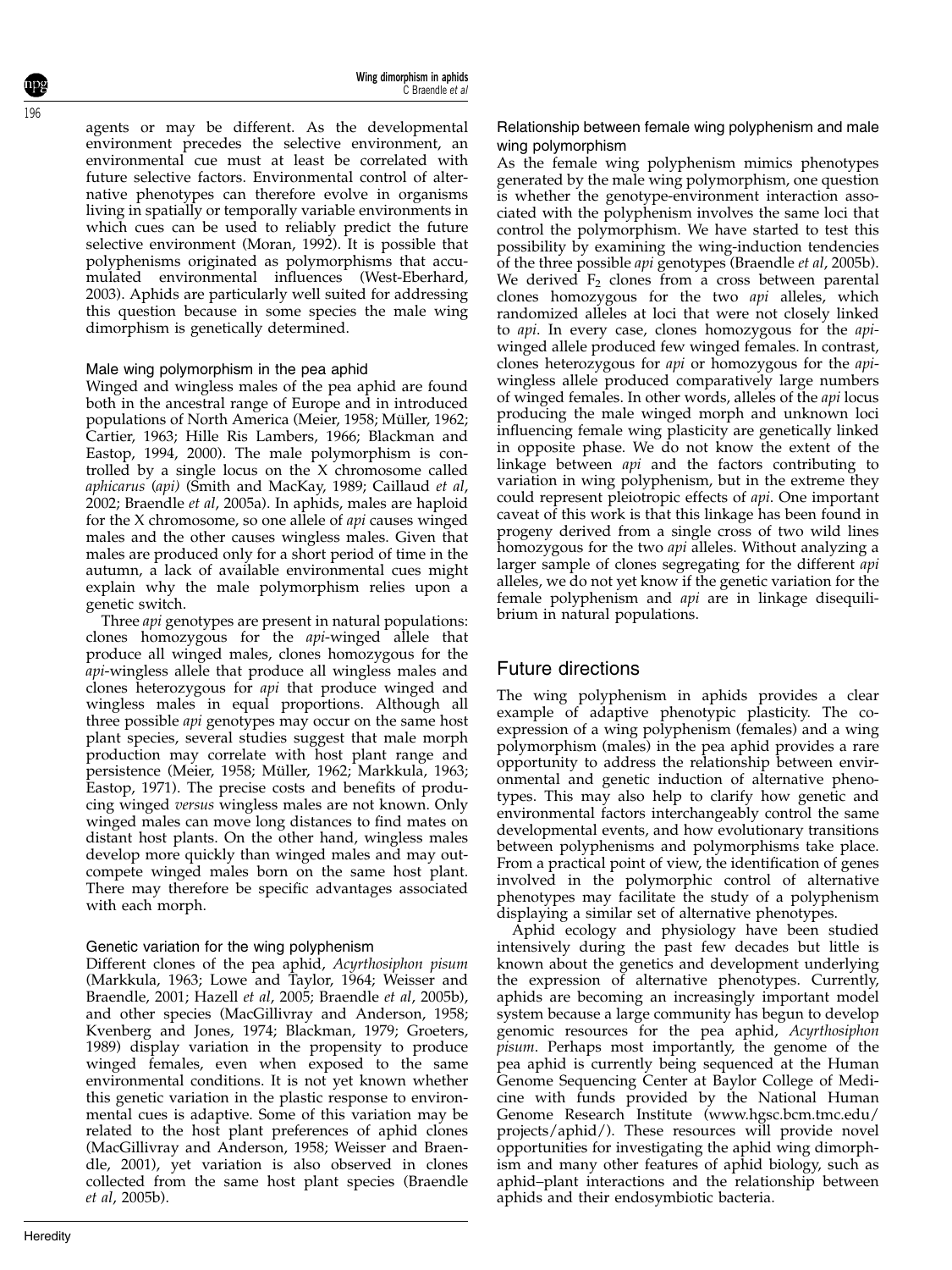agents or may be different. As the developmental environment precedes the selective environment, an environmental cue must at least be correlated with future selective factors. Environmental control of alternative phenotypes can therefore evolve in organisms living in spatially or temporally variable environments in which cues can be used to reliably predict the future selective environment (Moran, 1992). It is possible that polyphenisms originated as polymorphisms that accumulated environmental influences (West-Eberhard, 2003). Aphids are particularly well suited for addressing this question because in some species the male wing dimorphism is genetically determined.

### Male wing polymorphism in the pea aphid

Winged and wingless males of the pea aphid are found both in the ancestral range of Europe and in introduced populations of North America (Meier, 1958; Müller, 1962; Cartier, 1963; Hille Ris Lambers, 1966; Blackman and Eastop, 1994, 2000). The male polymorphism is controlled by a single locus on the X chromosome called *aphicarus* (*api*) (Smith and MacKay, 1989; Caillaud *et al*, 2002; Braendle *et al*, 2005a). In aphids, males are haploid for the X chromosome, so one allele of *api* causes winged males and the other causes wingless males. Given that males are produced only for a short period of time in the autumn, a lack of available environmental cues might explain why the male polymorphism relies upon a genetic switch.

Three *api* genotypes are present in natural populations: clones homozygous for the *api*-winged allele that produce all winged males, clones homozygous for the *api*-wingless allele that produce all wingless males and clones heterozygous for *api* that produce winged and wingless males in equal proportions. Although all three possible *api* genotypes may occur on the same host plant species, several studies suggest that male morph production may correlate with host plant range and persistence (Meier, 1958; Müller, 1962; Markkula, 1963; Eastop, 1971). The precise costs and benefits of producing winged *versus* wingless males are not known. Only winged males can move long distances to find mates on distant host plants. On the other hand, wingless males develop more quickly than winged males and may outcompete winged males born on the same host plant. There may therefore be specific advantages associated with each morph.

### Genetic variation for the wing polyphenism

Different clones of the pea aphid, *Acyrthosiphon pisum* (Markkula, 1963; Lowe and Taylor, 1964; Weisser and Braendle, 2001; Hazell *et al*, 2005; Braendle *et al*, 2005b), and other species (MacGillivray and Anderson, 1958; Kvenberg and Jones, 1974; Blackman, 1979; Groeters, 1989) display variation in the propensity to produce winged females, even when exposed to the same environmental conditions. It is not yet known whether this genetic variation in the plastic response to environmental cues is adaptive. Some of this variation may be related to the host plant preferences of aphid clones (MacGillivray and Anderson, 1958; Weisser and Braendle, 2001), yet variation is also observed in clones collected from the same host plant species (Braendle *et al*, 2005b).

### Relationship between female wing polyphenism and male wing polymorphism

As the female wing polyphenism mimics phenotypes generated by the male wing polymorphism, one question is whether the genotype-environment interaction associated with the polyphenism involves the same loci that control the polymorphism. We have started to test this possibility by examining the wing-induction tendencies of the three possible *api* genotypes (Braendle *et al*, 2005b). We derived $F_2$ clones from a cross between parental clones homozygous for the two *api* alleles, which randomized alleles at loci that were not closely linked to *api*. In every case, clones homozygous for the *api*-winged allele produced few winged females. In contrast, clones heterozygous for *api* or homozygous for the *api*-wingless allele produced comparatively large numbers of winged females. In other words, alleles of the *api* locus producing the male winged morph and unknown loci influencing female wing plasticity are genetically linked in opposite phase. We do not know the extent of the linkage between *api* and the factors contributing to variation in wing polyphenism, but in the extreme they could represent pleiotropic effects of *api*. One important caveat of this work is that this linkage has been found in progeny derived from a single cross of two wild lines homozygous for the two *api* alleles. Without analyzing a larger sample of clones segregating for the different *api* alleles, we do not yet know if the genetic variation for the female polyphenism and *api* are in linkage disequilibrium in natural populations.

## Future directions

The wing polyphenism in aphids provides a clear example of adaptive phenotypic plasticity. The co-expression of a wing polyphenism (females) and a wing polymorphism (males) in the pea aphid provides a rare opportunity to address the relationship between environmental and genetic induction of alternative phenotypes. This may also help to clarify how genetic and environmental factors interchangeably control the same developmental events, and how evolutionary transitions between polyphenisms and polymorphisms take place. From a practical point of view, the identification of genes involved in the polymorphic control of alternative phenotypes may facilitate the study of a polyphenism displaying a similar set of alternative phenotypes.

Aphid ecology and physiology have been studied intensively during the past few decades but little is known about the genetics and development underlying the expression of alternative phenotypes. Currently, aphids are becoming an increasingly important model system because a large community has begun to develop genomic resources for the pea aphid, *Acyrthosiphon pisum*. Perhaps most importantly, the genome of the pea aphid is currently being sequenced at the Human Genome Sequencing Center at Baylor College of Medicine with funds provided by the National Human Genome Research Institute (www.hgsc.bcm.tmc.edu/projects/aphid/). These resources will provide novel opportunities for investigating the aphid wing dimorphism and many other features of aphid biology, such as aphid–plant interactions and the relationship between aphids and their endosymbiotic bacteria.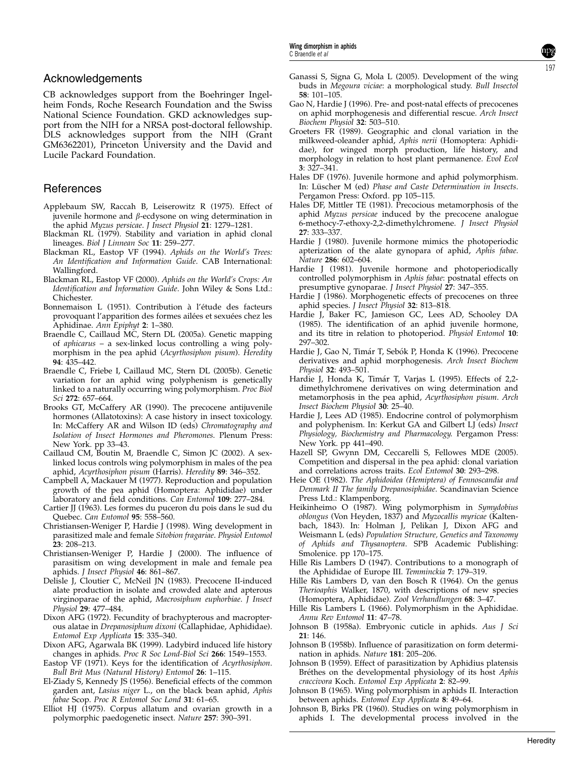## Acknowledgements

CB acknowledges support from the Boehringer Ingelheim Fonds, Roche Research Foundation and the Swiss National Science Foundation. GKD acknowledges support from the NIH for a NRSA post-doctoral fellowship. DLS acknowledges support from the NIH (Grant GM6362201), Princeton University and the David and Lucile Packard Foundation.

## References

Applebaum SW, Raccah B, Leiserowitz R (1975). Effect of juvenile hormone and β-ecdysone on wing determination in the aphid *Myzus persicae*. *J Insect Physiol* **21**: 1279–1281.

Blackman RL (1979). Stability and variation in aphid clonal lineages. *Biol J Linnean Soc* **11**: 259–277.

Blackman RL, Eastop VF (1994). *Aphids on the World's Trees: An Identification and Information Guide*. CAB International: Wallingford.

Blackman RL, Eastop VF (2000). *Aphids on the World's Crops: An Identification and Information Guide*. John Wiley & Sons Ltd.: Chichester.

Bonnemaison L (1951). Contribution à l'étude des facteurs provoquant l'apparition des formes ailées et sexuées chez les Aphidinae. *Ann Epiphyt* **2**: 1–380.

Braendle C, Caillaud MC, Stern DL (2005a). Genetic mapping of *aphicarus* – a sex-linked locus controlling a wing polymorphism in the pea aphid (*Acyrthosiphon pisum*). *Heredity* **94**: 435–442.

Braendle C, Friebe I, Caillaud MC, Stern DL (2005b). Genetic variation for an aphid wing polyphenism is genetically linked to a naturally occurring wing polymorphism. *Proc Biol Sci* **272**: 657–664.

Brooks GT, McCaffery AR (1990). The precocene antijuvenile hormones (Allatotoxins): A case history in insect toxicology. In: McCaffery AR and Wilson ID (eds) *Chromatography and Isolation of Insect Hormones and Pheromones*. Plenum Press: New York. pp 33–43.

Caillaud CM, Boutin M, Braendle C, Simon JC (2002). A sex-linked locus controls wing polymorphism in males of the pea aphid, *Acyrthosiphon pisum* (Harris). *Heredity* **89**: 346–352.

Campbell A, Mackauer M (1977). Reproduction and population growth of the pea aphid (Homoptera: Aphididae) under laboratory and field conditions. *Can Entomol* **109**: 277–284.

Cartier JJ (1963). Les formes du puceron du pois dans le sud du Quebec. *Can Entomol* **95**: 558–560.

Christiansen-Weniger P, Hardie J (1998). Wing development in parasitized male and female *Sitobion fragariae*. *Physiol Entomol* **23**: 208–213.

Christiansen-Weniger P, Hardie J (2000). The influence of parasitism on wing development in male and female pea aphids. *J Insect Physiol* **46**: 861–867.

Delisle J, Cloutier C, McNeil JN (1983). Precocene II-induced alate production in isolate and crowded alate and apterous virginoparae of the aphid, *Macrosiphum euphorbiae*. *J Insect Physiol* **29**: 477–484.

Dixon AFG (1972). Fecundity of brachypterous and macropterous alatae in *Drepanosiphum dixoni* (Callaphidae, Aphididae). *Entomol Exp Applicata* **15**: 335–340.

Dixon AFG, Agarwala BK (1999). Ladybird induced life history changes in aphids. *Proc R Soc Lond-Biol Sci* **266**: 1549–1553.

Eastop VF (1971). Keys for the identification of *Acyrthosiphon*. *Bull Brit Mus (Natural History) Entomol* **26**: 1–115.

El-Ziady S, Kennedy JS (1956). Beneficial effects of the common garden ant, *Lasius niger* L., on the black bean aphid, *Aphis fabae* Scop. *Proc R Entomol Soc Lond* **31**: 61–65.

Elliot HJ (1975). Corpus allatum and ovarian growth in a polymorphic paedogenetic insect. *Nature* **257**: 390–391.

Ganassi S, Signa G, Mola L (2005). Development of the wing buds in *Megoura viciae*: a morphological study. *Bull Insectol* **58**: 101–105.

Gao N, Hardie J (1996). Pre- and post-natal effects of precocenes on aphid morphogenesis and differential rescue. *Arch Insect Biochem Physiol* **32**: 503–510.

Groeters FR (1989). Geographic and clonal variation in the milkweed-oleander aphid, *Aphis nerii* (Homoptera: Aphididae), for winged morph production, life history, and morphology in relation to host plant permanence. *Evol Ecol* **3**: 327–341.

Hales DF (1976). Juvenile hormone and aphid polymorphism. In: Lüscher M (ed) *Phase and Caste Determination in Insects*. Pergamon Press: Oxford. pp 105–115.

Hales DF, Mittler TE (1981). Precocious metamorphosis of the aphid *Myzus persicae* induced by the precocene analogue 6-methocy-7-ethoxy-2,2-dimethylchromene. *J Insect Physiol* **27**: 333–337.

Hardie J (1980). Juvenile hormone mimics the photoperiodic apterization of the alate gynopara of aphid, *Aphis fabae*. *Nature* **286**: 602–604.

Hardie J (1981). Juvenile hormone and photoperiodically controlled polymorphism in *Aphis fabae*: postnatal effects on presumptive gynoparae. *J Insect Physiol* **27**: 347–355.

Hardie J (1986). Morphogenetic effects of precocenes on three aphid species. *J Insect Physiol* **32**: 813–818.

Hardie J, Baker FC, Jamieson GC, Lees AD, Schooley DA (1985). The identification of an aphid juvenile hormone, and its titre in relation to photoperiod. *Physiol Entomol* **10**: 297–302.

Hardie J, Gao N, Timár T, Sebók P, Honda K (1996). Precocene derivatives and aphid morphogenesis. *Arch Insect Biochem Physiol* **32**: 493–501.

Hardie J, Honda K, Timár T, Varjas L (1995). Effects of 2,2-dimethylchromene derivatives on wing determination and metamorphosis in the pea aphid, *Acyrthosiphon pisum*. *Arch Insect Biochem Physiol* **30**: 25–40.

Hardie J, Lees AD (1985). Endocrine control of polymorphism and polyphenism. In: Kerkut GA and Gilbert LJ (eds) *Insect Physiology, Biochemistry and Pharmacology*. Pergamon Press: New York. pp 441–490.

Hazell SP, Gwynn DM, Ceccarelli S, Fellowes MDE (2005). Competition and dispersal in the pea aphid: clonal variation and correlations across traits. *Ecol Entomol* **30**: 293–298.

Heie OE (1982). *The Aphidoidea (Hemiptera) of Fennoscandia and Denmark II The family Drepanosiphidae*. Scandinavian Science Press Ltd.: Klampenborg.

Heikinheimo O (1987). Wing polymorphism in *Symydobius oblongus* (Von Heyden, 1837) and *Myzocallis myricae* (Kaltenbach, 1843). In: Holman J, Pelikan J, Dixon AFG and Weismann L (eds) *Population Structure, Genetics and Taxonomy of Aphids and Thysanoptera*. SPB Academic Publishing: Smolenice. pp 170–175.

Hille Ris Lambers D (1947). Contributions to a monograph of the Aphididae of Europe III. *Temminckia* **7**: 179–319.

Hille Ris Lambers D, van den Bosch R (1964). On the genus *Therioaphis* Walker, 1870, with descriptions of new species (Homoptera, Aphididae). *Zool Verhandlungen* **68**: 3–47.

Hille Ris Lambers L (1966). Polymorphism in the Aphididae. *Annu Rev Entomol* **11**: 47–78.

Johnson B (1958a). Embryonic cuticle in aphids. *Aus J Sci* **21**: 146.

Johnson B (1958b). Influence of parasitization on form determination in aphids. *Nature* **181**: 205–206.

Johnson B (1959). Effect of parasitization by Aphidius platensis Bréthes on the developmental physiology of its host *Aphis craccivora* Koch. *Entomol Exp Applicata* **2**: 82–99.

Johnson B (1965). Wing polymorphism in aphids II. Interaction between aphids. *Entomol Exp Applicata* **8**: 49–64.

Johnson B, Birks PR (1960). Studies on wing polymorphism in aphids I. The developmental process involved in the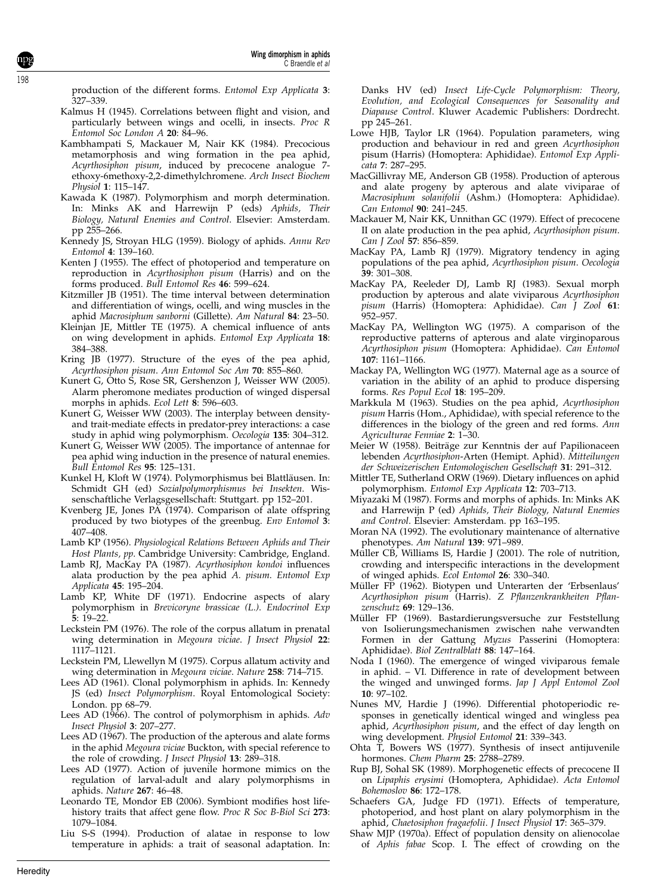production of the different forms. *Entomol Exp Applicata* **3**: 327–339.

Kalmus H (1945). Correlations between flight and vision, and particularly between wings and ocelli, in insects. *Proc R Entomol Soc London A* **20**: 84–96.

Kambhampati S, Mackauer M, Nair KK (1984). Precocious metamorphosis and wing formation in the pea aphid, *Acyrthosiphon pisum*, induced by precocene analogue 7-ethoxy-6methoxy-2,2-dimethylchromene. *Arch Insect Biochem Physiol* **1**: 115–147.

Kawada K (1987). Polymorphism and morph determination. In: Minks AK and Harrewijn P (eds) *Aphids, Their Biology, Natural Enemies and Control*. Elsevier: Amsterdam. pp 255–266.

Kennedy JS, Stroyan HLG (1959). Biology of aphids. *Annu Rev Entomol* **4**: 139–160.

Kenten J (1955). The effect of photoperiod and temperature on reproduction in *Acyrthosiphon pisum* (Harris) and on the forms produced. *Bull Entomol Res* **46**: 599–624.

Kitzmiller JB (1951). The time interval between determination and differentiation of wings, ocelli, and wing muscles in the aphid *Macrosiphum sanborni* (Gillette). *Am Natural* **84**: 23–50.

Kleinjan JE, Mittler TE (1975). A chemical influence of ants on wing development in aphids. *Entomol Exp Applicata* **18**: 384–388.

Kring JB (1977). Structure of the eyes of the pea aphid, *Acyrthosiphon pisum*. *Ann Entomol Soc Am* **70**: 855–860.

Kunert G, Otto S, Rose SR, Gershenzon J, Weisser WW (2005). Alarm pheromone mediates production of winged dispersal morphs in aphids. *Ecol Lett* **8**: 596–603.

Kunert G, Weisser WW (2003). The interplay between density- and trait-mediate effects in predator-prey interactions: a case study in aphid wing polymorphism. *Oecologia* **135**: 304–312.

Kunert G, Weisser WW (2005). The importance of antennae for pea aphid wing induction in the presence of natural enemies. *Bull Entomol Res* **95**: 125–131.

Kunkel H, Kloft W (1974). Polymorphismus bei Blattläusen. In: Schmidt GH (ed) *Sozialpolymorphismus bei Insekten*. Wissenschaftliche Verlagsgesellschaft: Stuttgart. pp 152–201.

Kvenberg JE, Jones PA (1974). Comparison of alate offspring produced by two biotypes of the greenbug. *Env Entomol* **3**: 407–408.

Lamb KP (1956). *Physiological Relations Between Aphids and Their Host Plants, pp*. Cambridge University: Cambridge, England.

Lamb RJ, MacKay PA (1987). *Acyrthosiphon kondoi* influences alata production by the pea aphid *A. pisum*. *Entomol Exp Applicata* **45**: 195–204.

Lamb KP, White DF (1971). Endocrine aspects of alary polymorphism in *Brevicoryne brassicae (L.)*. *Endocrinol Exp* **5**: 19–22.

Leckstein PM (1976). The role of the corpus allatum in prenatal wing determination in *Megoura viciae*. *J Insect Physiol* **22**: 1117–1121.

Leckstein PM, Llewellyn M (1975). Corpus allatum activity and wing determination in *Megoura viciae*. *Nature* **258**: 714–715.

Lees AD (1961). Clonal polymorphism in aphids. In: Kennedy JS (ed) *Insect Polymorphism*. Royal Entomological Society: London. pp 68–79.

Lees AD (1966). The control of polymorphism in aphids. *Adv Insect Physiol* **3**: 207–277.

Lees AD (1967). The production of the apterous and alate forms in the aphid *Megoura viciae* Buckton, with special reference to the role of crowding. *J Insect Physiol* **13**: 289–318.

Lees AD (1977). Action of juvenile hormone mimics on the regulation of larval-adult and alary polymorphisms in aphids. *Nature* **267**: 46–48.

Leonardo TE, Mondor EB (2006). Symbiont modifies host life-history traits that affect gene flow. *Proc R Soc B-Biol Sci* **273**: 1079–1084.

Liu S-S (1994). Production of alatae in response to low temperature in aphids: a trait of seasonal adaptation. In: Danks HV (ed) *Insect Life-Cycle Polymorphism: Theory, Evolution, and Ecological Consequences for Seasonality and Diapause Control*. Kluwer Academic Publishers: Dordrecht. pp 245–261.

Lowe HJB, Taylor LR (1964). Population parameters, wing production and behaviour in red and green *Acyrthosiphon* pisum (Harris) (Homoptera: Aphididae). *Entomol Exp Applicata* **7**: 287–295.

MacGillivray ME, Anderson GB (1958). Production of apterous and alate progeny by apterous and alate viviparae of *Macrosiphum solanifolii* (Ashm.) (Homoptera: Aphididae). *Can Entomol* **90**: 241–245.

Mackauer M, Nair KK, Unnithan GC (1979). Effect of precocene II on alate production in the pea aphid, *Acyrthosiphon pisum*. *Can J Zool* **57**: 856–859.

MacKay PA, Lamb RJ (1979). Migratory tendency in aging populations of the pea aphid, *Acyrthosiphon pisum*. *Oecologia* **39**: 301–308.

MacKay PA, Reeleder DJ, Lamb RJ (1983). Sexual morph production by apterous and alate viviparous *Acyrthosiphon pisum* (Harris) (Homoptera: Aphididae). *Can J Zool* **61**: 952–957.

MacKay PA, Wellington WG (1975). A comparison of the reproductive patterns of apterous and alate virginoparous *Acyrthosiphon pisum* (Homoptera: Aphididae). *Can Entomol* **107**: 1161–1166.

Mackay PA, Wellington WG (1977). Maternal age as a source of variation in the ability of an aphid to produce dispersing forms. *Res Popul Ecol* **18**: 195–209.

Markkula M (1963). Studies on the pea aphid, *Acyrthosiphon pisum* Harris (Hom., Aphididae), with special reference to the differences in the biology of the green and red forms. *Ann Agriculturae Fenniae* **2**: 1–30.

Meier W (1958). Beiträge zur Kenntnis der auf Papilionaceen lebenden *Acyrthosiphon*-Arten (Hemipt. Aphid). *Mitteilungen der Schweizerischen Entomologischen Gesellschaft* **31**: 291–312.

Mittler TE, Sutherland ORW (1969). Dietary influences on aphid polymorphism. *Entomol Exp Applicata* **12**: 703–713.

Miyazaki M (1987). Forms and morphs of aphids. In: Minks AK and Harrewijn P (ed) *Aphids, Their Biology, Natural Enemies and Control*. Elsevier: Amsterdam. pp 163–195.

Moran NA (1992). The evolutionary maintenance of alternative phenotypes. *Am Natural* **139**: 971–989.

Müller CB, Williams IS, Hardie J (2001). The role of nutrition, crowding and interspecific interactions in the development of winged aphids. *Ecol Entomol* **26**: 330–340.

Müller FP (1962). Biotypen und Unterarten der 'Erbsenlaus' *Acyrthosiphon pisum* (Harris). *Z Pflanzenkrankheiten Pflanzenschutz* **69**: 129–136.

Müller FP (1969). Bastardierungsversuche zur Feststellung von Isolierungsmechanismen zwischen nahe verwandten Formen in der Gattung *Myzus* Passerini (Homoptera: Aphididae). *Biol Zentralblatt* **88**: 147–164.

Noda I (1960). The emergence of winged viviparous female in aphid. – VI. Difference in rate of development between the winged and unwinged forms. *Jap J Appl Entomol Zool* **10**: 97–102.

Nunes MV, Hardie J (1996). Differential photoperiodic responses in genetically identical winged and wingless pea aphid, *Acyrthosiphon pisum*, and the effect of day length on wing development. *Physiol Entomol* **21**: 339–343.

Ohta T, Bowers WS (1977). Synthesis of insect antijuvenile hormones. *Chem Pharm* **25**: 2788–2789.

Rup BJ, Sohal SK (1989). Morphogenetic effects of precocene II on *Lipaphis erysimi* (Homoptera, Aphididae). *Acta Entomol Bohemoslov* **86**: 172–178.

Schaefers GA, Judge FD (1971). Effects of temperature, photoperiod, and host plant on alary polymorphism in the aphid, *Chaetosiphon fragaefolii*. *J Insect Physiol* **17**: 365–379.

Shaw MJP (1970a). Effect of population density on alienocolae of *Aphis fabae* Scop. I. The effect of crowding on the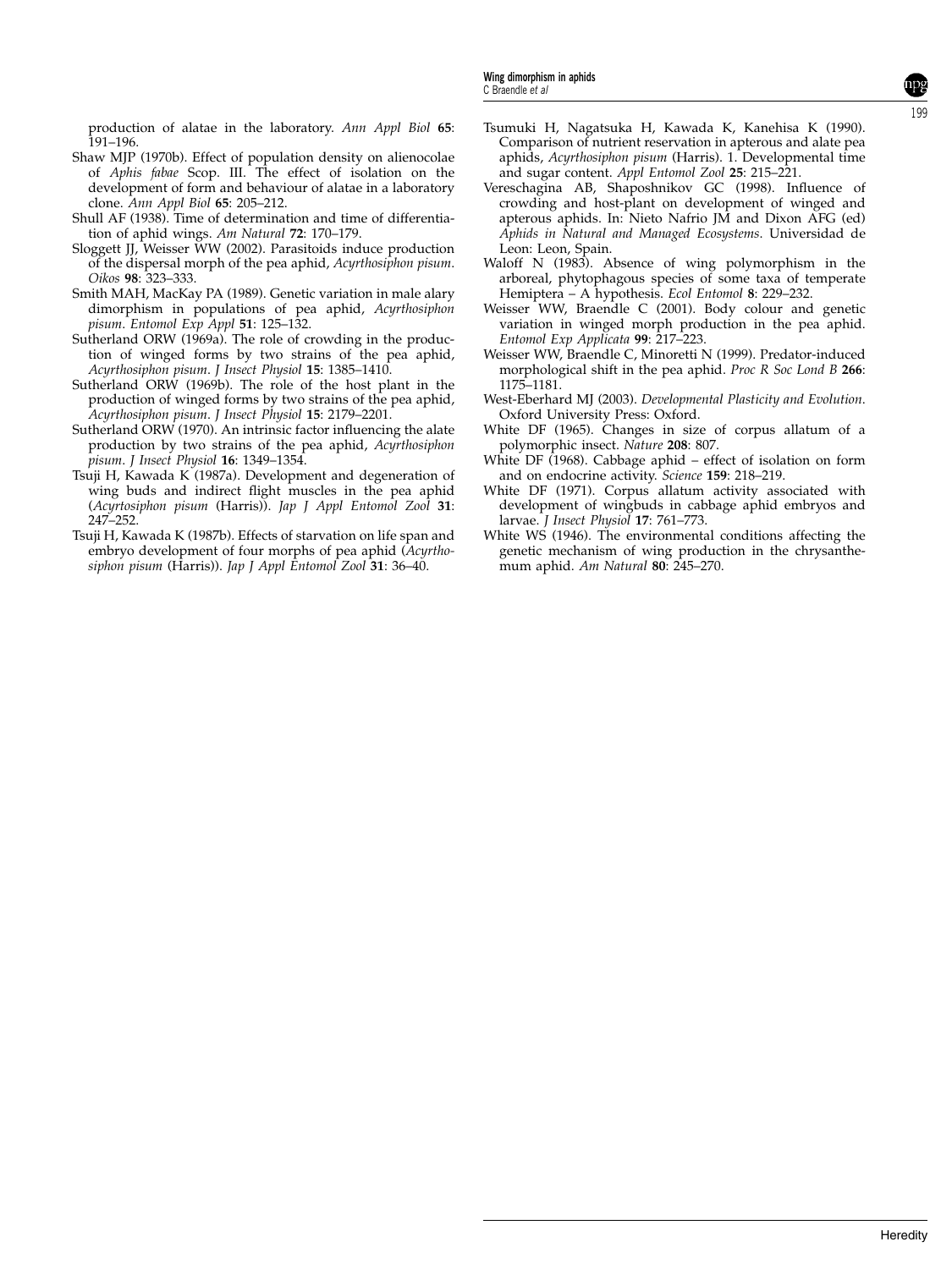production of alatae in the laboratory. *Ann Appl Biol* **65**: 191–196.

Shaw MJP (1970b). Effect of population density on alienocolae of *Aphis fabae* Scop. III. The effect of isolation on the development of form and behaviour of alatae in a laboratory clone. *Ann Appl Biol* **65**: 205–212.

Shull AF (1938). Time of determination and time of differentiation of aphid wings. *Am Natural* **72**: 170–179.

Sloggett JJ, Weisser WW (2002). Parasitoids induce production of the dispersal morph of the pea aphid, *Acyrthosiphon pisum*. *Oikos* **98**: 323–333.

Smith MAH, MacKay PA (1989). Genetic variation in male alary dimorphism in populations of pea aphid, *Acyrthosiphon pisum*. *Entomol Exp Appl* **51**: 125–132.

Sutherland ORW (1969a). The role of crowding in the production of winged forms by two strains of the pea aphid, *Acyrthosiphon pisum*. *J Insect Physiol* **15**: 1385–1410.

Sutherland ORW (1969b). The role of the host plant in the production of winged forms by two strains of the pea aphid, *Acyrthosiphon pisum*. *J Insect Physiol* **15**: 2179–2201.

Sutherland ORW (1970). An intrinsic factor influencing the alate production by two strains of the pea aphid, *Acyrthosiphon pisum*. *J Insect Physiol* **16**: 1349–1354.

Tsuji H, Kawada K (1987a). Development and degeneration of wing buds and indirect flight muscles in the pea aphid (*Acyrtosiphon pisum* (Harris)). *Jap J Appl Entomol Zool* **31**: 247–252.

Tsuji H, Kawada K (1987b). Effects of starvation on life span and embryo development of four morphs of pea aphid (*Acyrthosiphon pisum* (Harris)). *Jap J Appl Entomol Zool* **31**: 36–40.

Tsumuki H, Nagatsuka H, Kawada K, Kanehisa K (1990). Comparison of nutrient reservation in apterous and alate pea aphids, *Acyrthosiphon pisum* (Harris). 1. Developmental time and sugar content. *Appl Entomol Zool* **25**: 215–221.

Vereschagina AB, Shaposhnikov GC (1998). Influence of crowding and host-plant on development of winged and apterous aphids. In: Nieto Nafrio JM and Dixon AFG (ed) *Aphids in Natural and Managed Ecosystems*. Universidad de Leon: Leon, Spain.

Waloff N (1983). Absence of wing polymorphism in the arboreal, phytophagous species of some taxa of temperate Hemiptera – A hypothesis. *Ecol Entomol* **8**: 229–232.

Weisser WW, Braendle C (2001). Body colour and genetic variation in winged morph production in the pea aphid. *Entomol Exp Applicata* **99**: 217–223.

Weisser WW, Braendle C, Minoretti N (1999). Predator-induced morphological shift in the pea aphid. *Proc R Soc Lond B* **266**: 1175–1181.

West-Eberhard MJ (2003). *Developmental Plasticity and Evolution*. Oxford University Press: Oxford.

White DF (1965). Changes in size of corpus allatum of a polymorphic insect. *Nature* **208**: 807.

White DF (1968). Cabbage aphid – effect of isolation on form and on endocrine activity. *Science* **159**: 218–219.

White DF (1971). Corpus allatum activity associated with development of wingbuds in cabbage aphid embryos and larvae. *J Insect Physiol* **17**: 761–773.

White WS (1946). The environmental conditions affecting the genetic mechanism of wing production in the chrysanthemum aphid. *Am Natural* **80**: 245–270.